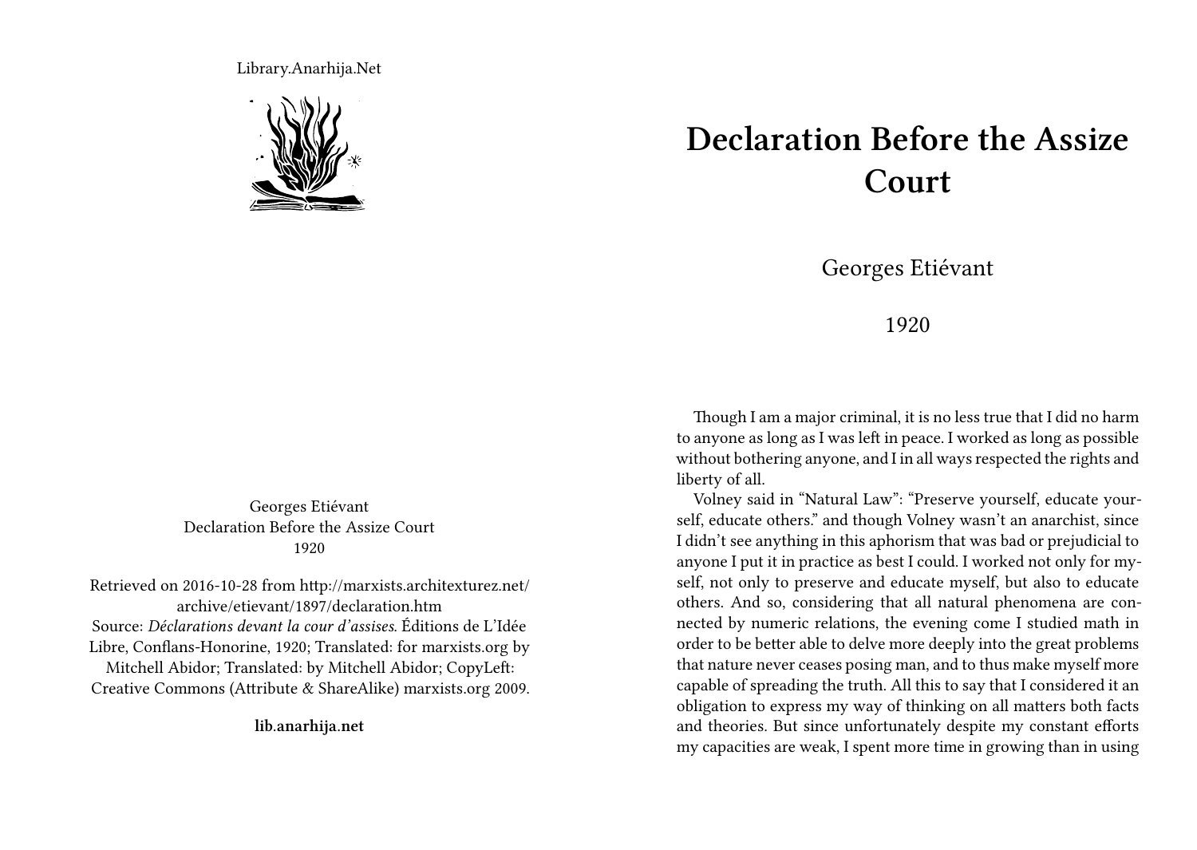Library.Anarhija.Net

Georges Etiévant
Declaration Before the Assize Court
1920

Retrieved on 2016-10-28 from http://marxists.architexturez.net/archive/etievant/1897/declaration.htm
Source: *Déclarations devant la cour d'assises*. Éditions de L'Idée Libre, Conflans-Honorine, 1920; Translated: for marxists.org by Mitchell Abidor; Translated: by Mitchell Abidor; CopyLeft: Creative Commons (Attribute & ShareAlike) marxists.org 2009.

**lib.anarhija.net**

# Declaration Before the Assize Court

Georges Etiévant

1920

Though I am a major criminal, it is no less true that I did no harm to anyone as long as I was left in peace. I worked as long as possible without bothering anyone, and I in all ways respected the rights and liberty of all.

Volney said in "Natural Law": "Preserve yourself, educate yourself, educate others." and though Volney wasn't an anarchist, since I didn't see anything in this aphorism that was bad or prejudicial to anyone I put it in practice as best I could. I worked not only for myself, not only to preserve and educate myself, but also to educate others. And so, considering that all natural phenomena are connected by numeric relations, the evening come I studied math in order to be better able to delve more deeply into the great problems that nature never ceases posing man, and to thus make myself more capable of spreading the truth. All this to say that I considered it an obligation to express my way of thinking on all matters both facts and theories. But since unfortunately despite my constant efforts my capacities are weak, I spent more time in growing than in using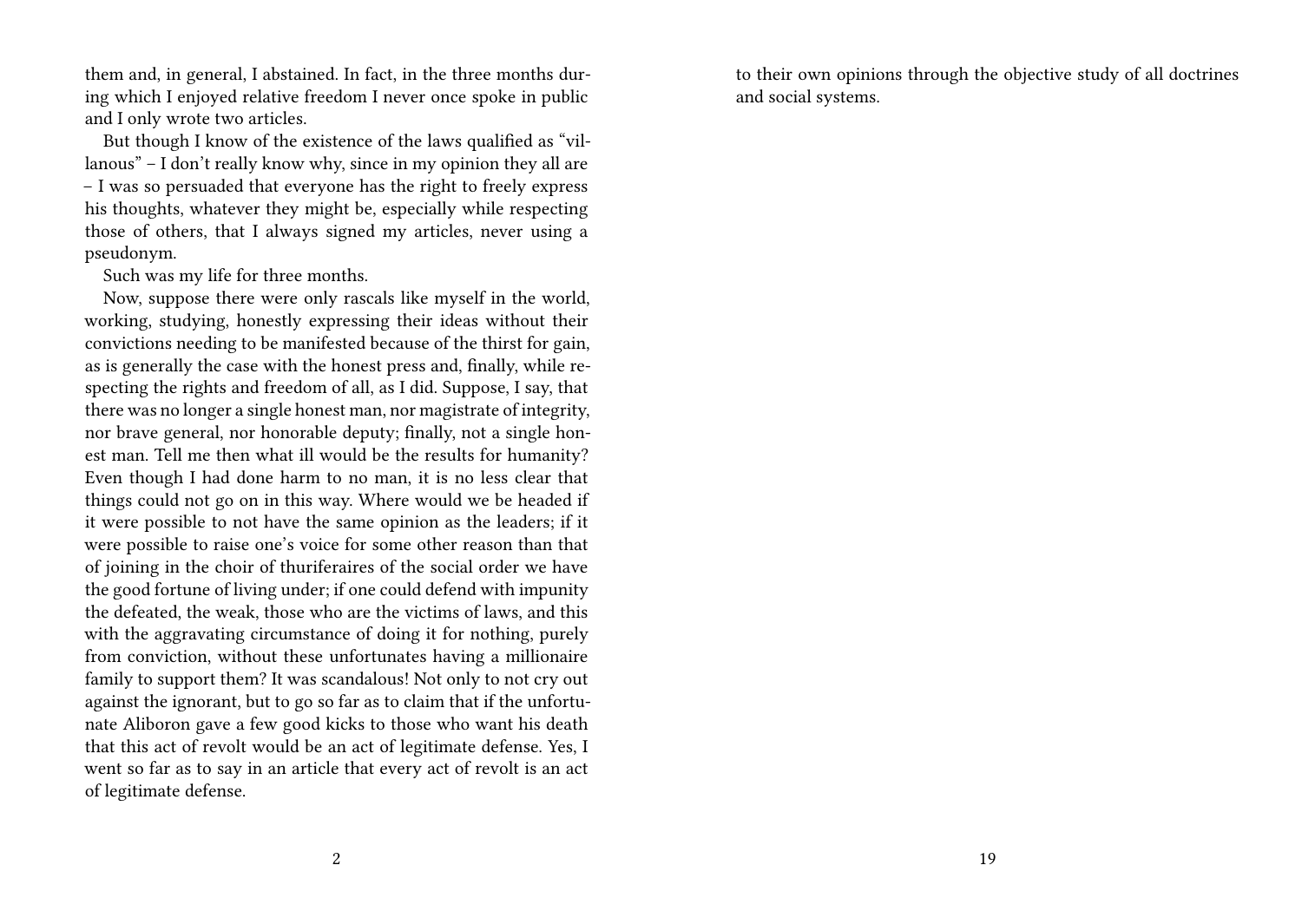them and, in general, I abstained. In fact, in the three months during which I enjoyed relative freedom I never once spoke in public and I only wrote two articles.

But though I know of the existence of the laws qualified as "villanous" – I don't really know why, since in my opinion they all are – I was so persuaded that everyone has the right to freely express his thoughts, whatever they might be, especially while respecting those of others, that I always signed my articles, never using a pseudonym.

Such was my life for three months.

Now, suppose there were only rascals like myself in the world, working, studying, honestly expressing their ideas without their convictions needing to be manifested because of the thirst for gain, as is generally the case with the honest press and, finally, while respecting the rights and freedom of all, as I did. Suppose, I say, that there was no longer a single honest man, nor magistrate of integrity, nor brave general, nor honorable deputy; finally, not a single honest man. Tell me then what ill would be the results for humanity? Even though I had done harm to no man, it is no less clear that things could not go on in this way. Where would we be headed if it were possible to not have the same opinion as the leaders; if it were possible to raise one's voice for some other reason than that of joining in the choir of thuriferaires of the social order we have the good fortune of living under; if one could defend with impunity the defeated, the weak, those who are the victims of laws, and this with the aggravating circumstance of doing it for nothing, purely from conviction, without these unfortunates having a millionaire family to support them? It was scandalous! Not only to not cry out against the ignorant, but to go so far as to claim that if the unfortunate Aliboron gave a few good kicks to those who want his death that this act of revolt would be an act of legitimate defense. Yes, I went so far as to say in an article that every act of revolt is an act of legitimate defense.

to their own opinions through the objective study of all doctrines and social systems.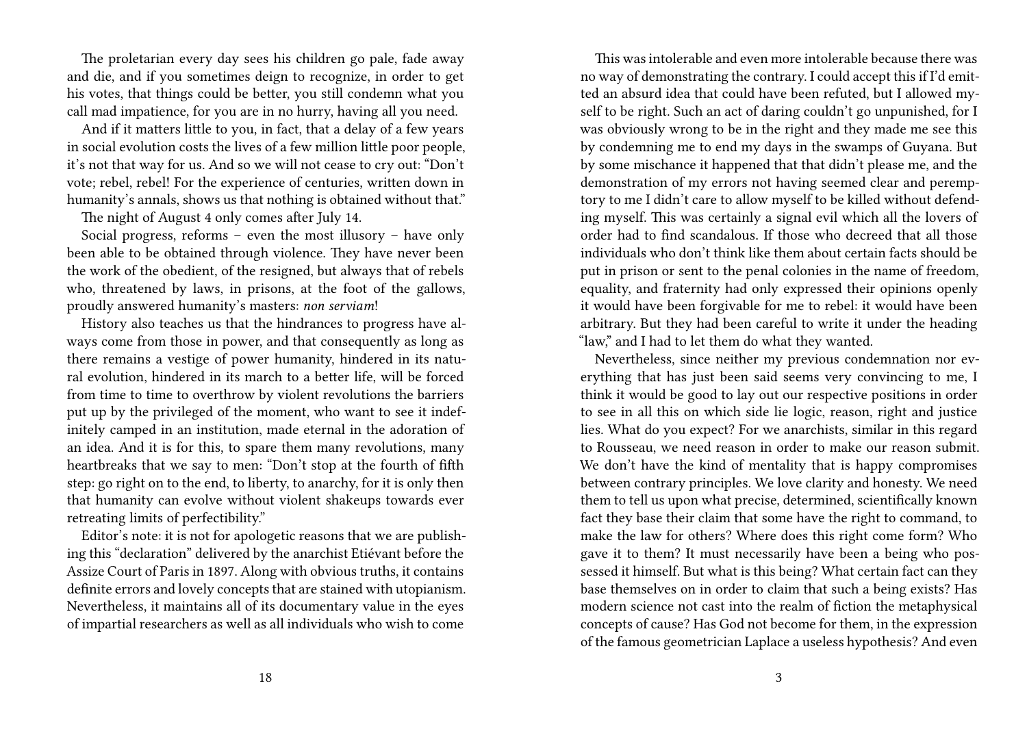The proletarian every day sees his children go pale, fade away and die, and if you sometimes deign to recognize, in order to get his votes, that things could be better, you still condemn what you call mad impatience, for you are in no hurry, having all you need.

And if it matters little to you, in fact, that a delay of a few years in social evolution costs the lives of a few million little poor people, it's not that way for us. And so we will not cease to cry out: "Don't vote; rebel, rebel! For the experience of centuries, written down in humanity's annals, shows us that nothing is obtained without that."

The night of August 4 only comes after July 14.

Social progress, reforms – even the most illusory – have only been able to be obtained through violence. They have never been the work of the obedient, of the resigned, but always that of rebels who, threatened by laws, in prisons, at the foot of the gallows, proudly answered humanity's masters: *non serviam*!

History also teaches us that the hindrances to progress have always come from those in power, and that consequently as long as there remains a vestige of power humanity, hindered in its natural evolution, hindered in its march to a better life, will be forced from time to time to overthrow by violent revolutions the barriers put up by the privileged of the moment, who want to see it indefinitely camped in an institution, made eternal in the adoration of an idea. And it is for this, to spare them many revolutions, many heartbreaks that we say to men: "Don't stop at the fourth of fifth step: go right on to the end, to liberty, to anarchy, for it is only then that humanity can evolve without violent shakeups towards ever retreating limits of perfectibility."

Editor's note: it is not for apologetic reasons that we are publishing this "declaration" delivered by the anarchist Etiévant before the Assize Court of Paris in 1897. Along with obvious truths, it contains definite errors and lovely concepts that are stained with utopianism. Nevertheless, it maintains all of its documentary value in the eyes of impartial researchers as well as all individuals who wish to come

This was intolerable and even more intolerable because there was no way of demonstrating the contrary. I could accept this if I'd emitted an absurd idea that could have been refuted, but I allowed myself to be right. Such an act of daring couldn't go unpunished, for I was obviously wrong to be in the right and they made me see this by condemning me to end my days in the swamps of Guyana. But by some mischance it happened that that didn't please me, and the demonstration of my errors not having seemed clear and peremptory to me I didn't care to allow myself to be killed without defending myself. This was certainly a signal evil which all the lovers of order had to find scandalous. If those who decreed that all those individuals who don't think like them about certain facts should be put in prison or sent to the penal colonies in the name of freedom, equality, and fraternity had only expressed their opinions openly it would have been forgivable for me to rebel: it would have been arbitrary. But they had been careful to write it under the heading "law," and I had to let them do what they wanted.

Nevertheless, since neither my previous condemnation nor everything that has just been said seems very convincing to me, I think it would be good to lay out our respective positions in order to see in all this on which side lie logic, reason, right and justice lies. What do you expect? For we anarchists, similar in this regard to Rousseau, we need reason in order to make our reason submit. We don't have the kind of mentality that is happy compromises between contrary principles. We love clarity and honesty. We need them to tell us upon what precise, determined, scientifically known fact they base their claim that some have the right to command, to make the law for others? Where does this right come form? Who gave it to them? It must necessarily have been a being who possessed it himself. But what is this being? What certain fact can they base themselves on in order to claim that such a being exists? Has modern science not cast into the realm of fiction the metaphysical concepts of cause? Has God not become for them, in the expression of the famous geometrician Laplace a useless hypothesis? And even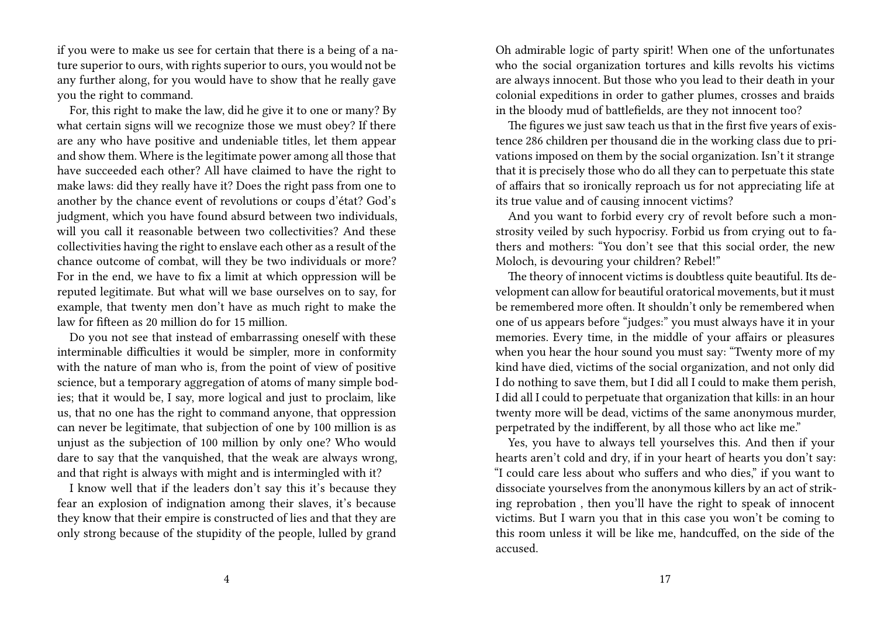if you were to make us see for certain that there is a being of a nature superior to ours, with rights superior to ours, you would not be any further along, for you would have to show that he really gave you the right to command.

For, this right to make the law, did he give it to one or many? By what certain signs will we recognize those we must obey? If there are any who have positive and undeniable titles, let them appear and show them. Where is the legitimate power among all those that have succeeded each other? All have claimed to have the right to make laws: did they really have it? Does the right pass from one to another by the chance event of revolutions or coups d'état? God's judgment, which you have found absurd between two individuals, will you call it reasonable between two collectivities? And these collectivities having the right to enslave each other as a result of the chance outcome of combat, will they be two individuals or more? For in the end, we have to fix a limit at which oppression will be reputed legitimate. But what will we base ourselves on to say, for example, that twenty men don't have as much right to make the law for fifteen as 20 million do for 15 million.

Do you not see that instead of embarrassing oneself with these interminable difficulties it would be simpler, more in conformity with the nature of man who is, from the point of view of positive science, but a temporary aggregation of atoms of many simple bodies; that it would be, I say, more logical and just to proclaim, like us, that no one has the right to command anyone, that oppression can never be legitimate, that subjection of one by 100 million is as unjust as the subjection of 100 million by only one? Who would dare to say that the vanquished, that the weak are always wrong, and that right is always with might and is intermingled with it?

I know well that if the leaders don't say this it's because they fear an explosion of indignation among their slaves, it's because they know that their empire is constructed of lies and that they are only strong because of the stupidity of the people, lulled by grand

Oh admirable logic of party spirit! When one of the unfortunates who the social organization tortures and kills revolts his victims are always innocent. But those who you lead to their death in your colonial expeditions in order to gather plumes, crosses and braids in the bloody mud of battlefields, are they not innocent too?

The figures we just saw teach us that in the first five years of existence 286 children per thousand die in the working class due to privations imposed on them by the social organization. Isn't it strange that it is precisely those who do all they can to perpetuate this state of affairs that so ironically reproach us for not appreciating life at its true value and of causing innocent victims?

And you want to forbid every cry of revolt before such a monstrosity veiled by such hypocrisy. Forbid us from crying out to fathers and mothers: "You don't see that this social order, the new Moloch, is devouring your children? Rebel!"

The theory of innocent victims is doubtless quite beautiful. Its development can allow for beautiful oratorical movements, but it must be remembered more often. It shouldn't only be remembered when one of us appears before "judges:" you must always have it in your memories. Every time, in the middle of your affairs or pleasures when you hear the hour sound you must say: "Twenty more of my kind have died, victims of the social organization, and not only did I do nothing to save them, but I did all I could to make them perish, I did all I could to perpetuate that organization that kills: in an hour twenty more will be dead, victims of the same anonymous murder, perpetrated by the indifferent, by all those who act like me."

Yes, you have to always tell yourselves this. And then if your hearts aren't cold and dry, if in your heart of hearts you don't say: "I could care less about who suffers and who dies," if you want to dissociate yourselves from the anonymous killers by an act of striking reprobation , then you'll have the right to speak of innocent victims. But I warn you that in this case you won't be coming to this room unless it will be like me, handcuffed, on the side of the accused.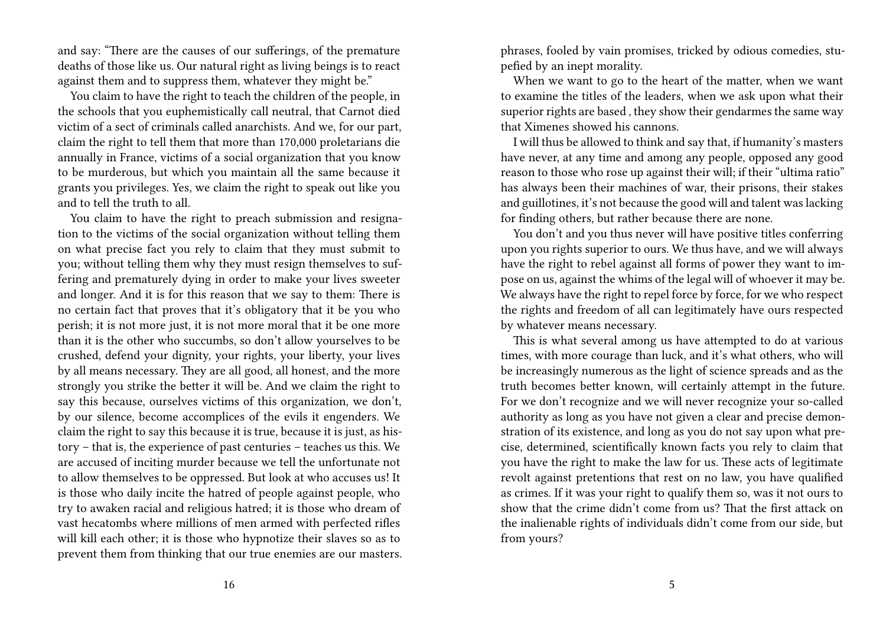and say: "There are the causes of our sufferings, of the premature deaths of those like us. Our natural right as living beings is to react against them and to suppress them, whatever they might be."

You claim to have the right to teach the children of the people, in the schools that you euphemistically call neutral, that Carnot died victim of a sect of criminals called anarchists. And we, for our part, claim the right to tell them that more than 170,000 proletarians die annually in France, victims of a social organization that you know to be murderous, but which you maintain all the same because it grants you privileges. Yes, we claim the right to speak out like you and to tell the truth to all.

You claim to have the right to preach submission and resignation to the victims of the social organization without telling them on what precise fact you rely to claim that they must submit to you; without telling them why they must resign themselves to suffering and prematurely dying in order to make your lives sweeter and longer. And it is for this reason that we say to them: There is no certain fact that proves that it's obligatory that it be you who perish; it is not more just, it is not more moral that it be one more than it is the other who succumbs, so don't allow yourselves to be crushed, defend your dignity, your rights, your liberty, your lives by all means necessary. They are all good, all honest, and the more strongly you strike the better it will be. And we claim the right to say this because, ourselves victims of this organization, we don't, by our silence, become accomplices of the evils it engenders. We claim the right to say this because it is true, because it is just, as history – that is, the experience of past centuries – teaches us this. We are accused of inciting murder because we tell the unfortunate not to allow themselves to be oppressed. But look at who accuses us! It is those who daily incite the hatred of people against people, who try to awaken racial and religious hatred; it is those who dream of vast hecatombs where millions of men armed with perfected rifles will kill each other; it is those who hypnotize their slaves so as to prevent them from thinking that our true enemies are our masters.

phrases, fooled by vain promises, tricked by odious comedies, stupefied by an inept morality.

When we want to go to the heart of the matter, when we want to examine the titles of the leaders, when we ask upon what their superior rights are based , they show their gendarmes the same way that Ximenes showed his cannons.

I will thus be allowed to think and say that, if humanity's masters have never, at any time and among any people, opposed any good reason to those who rose up against their will; if their "ultima ratio" has always been their machines of war, their prisons, their stakes and guillotines, it's not because the good will and talent was lacking for finding others, but rather because there are none.

You don't and you thus never will have positive titles conferring upon you rights superior to ours. We thus have, and we will always have the right to rebel against all forms of power they want to impose on us, against the whims of the legal will of whoever it may be. We always have the right to repel force by force, for we who respect the rights and freedom of all can legitimately have ours respected by whatever means necessary.

This is what several among us have attempted to do at various times, with more courage than luck, and it's what others, who will be increasingly numerous as the light of science spreads and as the truth becomes better known, will certainly attempt in the future. For we don't recognize and we will never recognize your so-called authority as long as you have not given a clear and precise demonstration of its existence, and long as you do not say upon what precise, determined, scientifically known facts you rely to claim that you have the right to make the law for us. These acts of legitimate revolt against pretentions that rest on no law, you have qualified as crimes. If it was your right to qualify them so, was it not ours to show that the crime didn't come from us? That the first attack on the inalienable rights of individuals didn't come from our side, but from yours?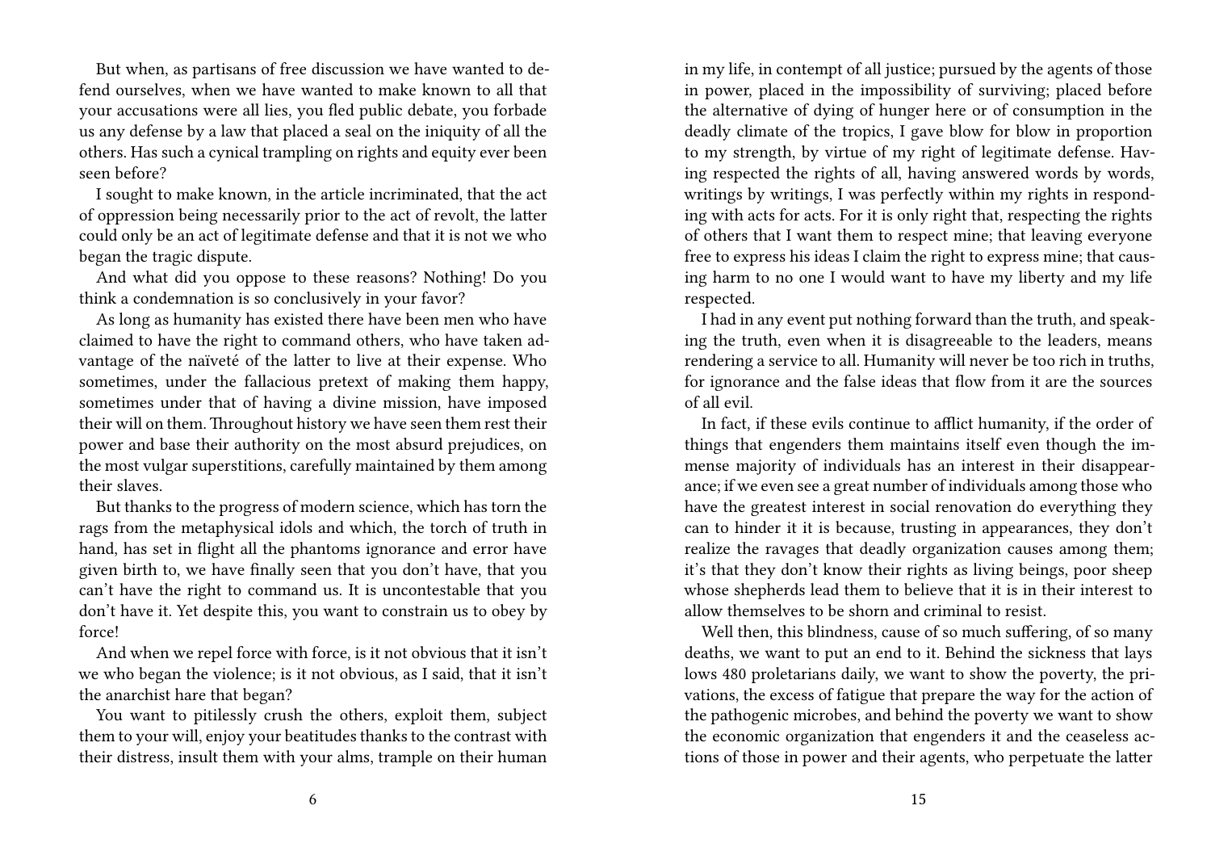But when, as partisans of free discussion we have wanted to defend ourselves, when we have wanted to make known to all that your accusations were all lies, you fled public debate, you forbade us any defense by a law that placed a seal on the iniquity of all the others. Has such a cynical trampling on rights and equity ever been seen before?

I sought to make known, in the article incriminated, that the act of oppression being necessarily prior to the act of revolt, the latter could only be an act of legitimate defense and that it is not we who began the tragic dispute.

And what did you oppose to these reasons? Nothing! Do you think a condemnation is so conclusively in your favor?

As long as humanity has existed there have been men who have claimed to have the right to command others, who have taken advantage of the naïveté of the latter to live at their expense. Who sometimes, under the fallacious pretext of making them happy, sometimes under that of having a divine mission, have imposed their will on them. Throughout history we have seen them rest their power and base their authority on the most absurd prejudices, on the most vulgar superstitions, carefully maintained by them among their slaves.

But thanks to the progress of modern science, which has torn the rags from the metaphysical idols and which, the torch of truth in hand, has set in flight all the phantoms ignorance and error have given birth to, we have finally seen that you don't have, that you can't have the right to command us. It is uncontestable that you don't have it. Yet despite this, you want to constrain us to obey by force!

And when we repel force with force, is it not obvious that it isn't we who began the violence; is it not obvious, as I said, that it isn't the anarchist hare that began?

You want to pitilessly crush the others, exploit them, subject them to your will, enjoy your beatitudes thanks to the contrast with their distress, insult them with your alms, trample on their human

in my life, in contempt of all justice; pursued by the agents of those in power, placed in the impossibility of surviving; placed before the alternative of dying of hunger here or of consumption in the deadly climate of the tropics, I gave blow for blow in proportion to my strength, by virtue of my right of legitimate defense. Having respected the rights of all, having answered words by words, writings by writings, I was perfectly within my rights in responding with acts for acts. For it is only right that, respecting the rights of others that I want them to respect mine; that leaving everyone free to express his ideas I claim the right to express mine; that causing harm to no one I would want to have my liberty and my life respected.

I had in any event put nothing forward than the truth, and speaking the truth, even when it is disagreeable to the leaders, means rendering a service to all. Humanity will never be too rich in truths, for ignorance and the false ideas that flow from it are the sources of all evil.

In fact, if these evils continue to afflict humanity, if the order of things that engenders them maintains itself even though the immense majority of individuals has an interest in their disappearance; if we even see a great number of individuals among those who have the greatest interest in social renovation do everything they can to hinder it it is because, trusting in appearances, they don't realize the ravages that deadly organization causes among them; it's that they don't know their rights as living beings, poor sheep whose shepherds lead them to believe that it is in their interest to allow themselves to be shorn and criminal to resist.

Well then, this blindness, cause of so much suffering, of so many deaths, we want to put an end to it. Behind the sickness that lays lows 480 proletarians daily, we want to show the poverty, the privations, the excess of fatigue that prepare the way for the action of the pathogenic microbes, and behind the poverty we want to show the economic organization that engenders it and the ceaseless actions of those in power and their agents, who perpetuate the latter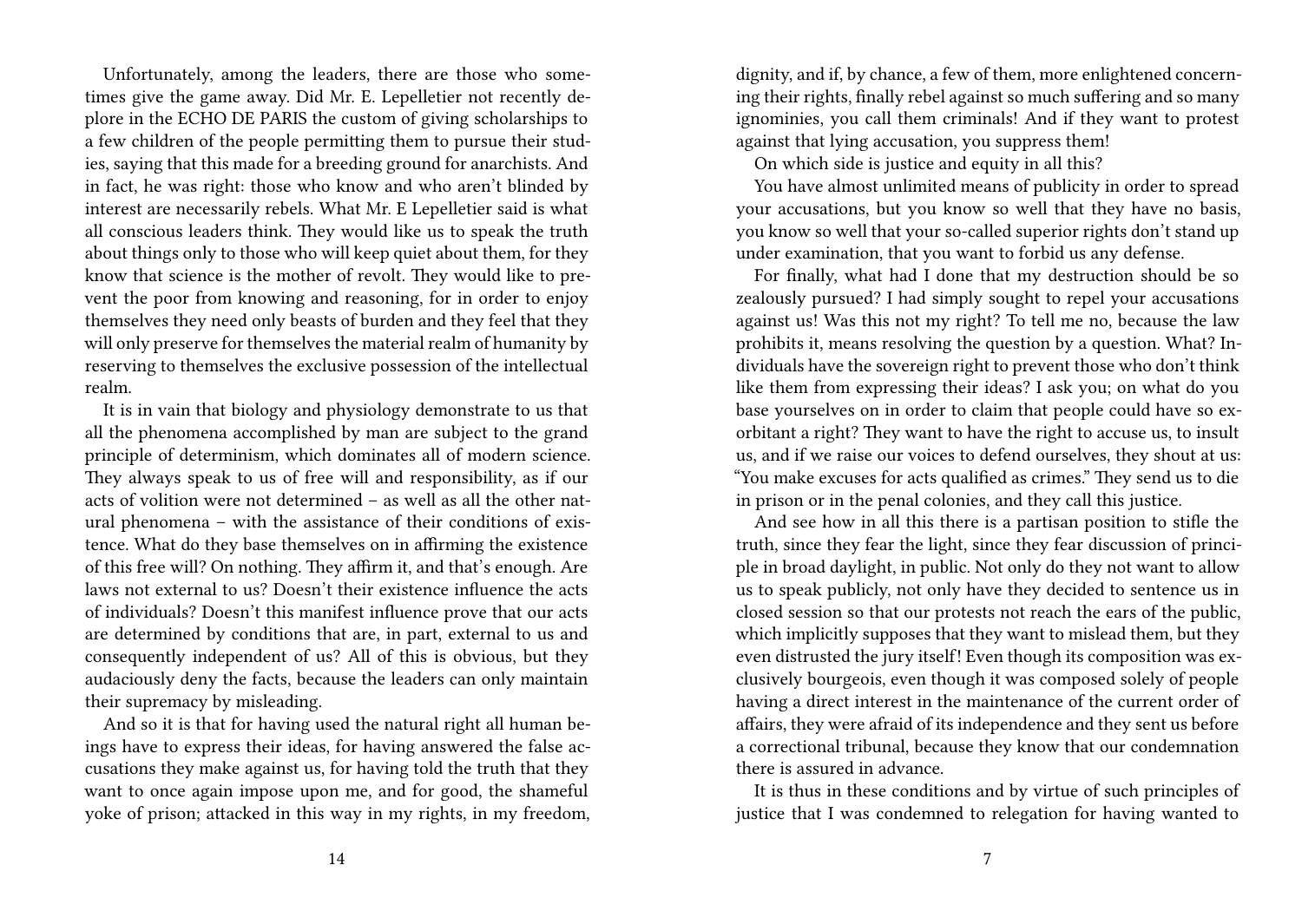Unfortunately, among the leaders, there are those who sometimes give the game away. Did Mr. E. Lepelletier not recently deplore in the ECHO DE PARIS the custom of giving scholarships to a few children of the people permitting them to pursue their studies, saying that this made for a breeding ground for anarchists. And in fact, he was right: those who know and who aren't blinded by interest are necessarily rebels. What Mr. E Lepelletier said is what all conscious leaders think. They would like us to speak the truth about things only to those who will keep quiet about them, for they know that science is the mother of revolt. They would like to prevent the poor from knowing and reasoning, for in order to enjoy themselves they need only beasts of burden and they feel that they will only preserve for themselves the material realm of humanity by reserving to themselves the exclusive possession of the intellectual realm.

It is in vain that biology and physiology demonstrate to us that all the phenomena accomplished by man are subject to the grand principle of determinism, which dominates all of modern science. They always speak to us of free will and responsibility, as if our acts of volition were not determined – as well as all the other natural phenomena – with the assistance of their conditions of existence. What do they base themselves on in affirming the existence of this free will? On nothing. They affirm it, and that's enough. Are laws not external to us? Doesn't their existence influence the acts of individuals? Doesn't this manifest influence prove that our acts are determined by conditions that are, in part, external to us and consequently independent of us? All of this is obvious, but they audaciously deny the facts, because the leaders can only maintain their supremacy by misleading.

And so it is that for having used the natural right all human beings have to express their ideas, for having answered the false accusations they make against us, for having told the truth that they want to once again impose upon me, and for good, the shameful yoke of prison; attacked in this way in my rights, in my freedom, dignity, and if, by chance, a few of them, more enlightened concerning their rights, finally rebel against so much suffering and so many ignominies, you call them criminals! And if they want to protest against that lying accusation, you suppress them!

On which side is justice and equity in all this?

You have almost unlimited means of publicity in order to spread your accusations, but you know so well that they have no basis, you know so well that your so-called superior rights don't stand up under examination, that you want to forbid us any defense.

For finally, what had I done that my destruction should be so zealously pursued? I had simply sought to repel your accusations against us! Was this not my right? To tell me no, because the law prohibits it, means resolving the question by a question. What? Individuals have the sovereign right to prevent those who don't think like them from expressing their ideas? I ask you; on what do you base yourselves on in order to claim that people could have so exorbitant a right? They want to have the right to accuse us, to insult us, and if we raise our voices to defend ourselves, they shout at us: "You make excuses for acts qualified as crimes." They send us to die in prison or in the penal colonies, and they call this justice.

And see how in all this there is a partisan position to stifle the truth, since they fear the light, since they fear discussion of principle in broad daylight, in public. Not only do they not want to allow us to speak publicly, not only have they decided to sentence us in closed session so that our protests not reach the ears of the public, which implicitly supposes that they want to mislead them, but they even distrusted the jury itself! Even though its composition was exclusively bourgeois, even though it was composed solely of people having a direct interest in the maintenance of the current order of affairs, they were afraid of its independence and they sent us before a correctional tribunal, because they know that our condemnation there is assured in advance.

It is thus in these conditions and by virtue of such principles of justice that I was condemned to relegation for having wanted to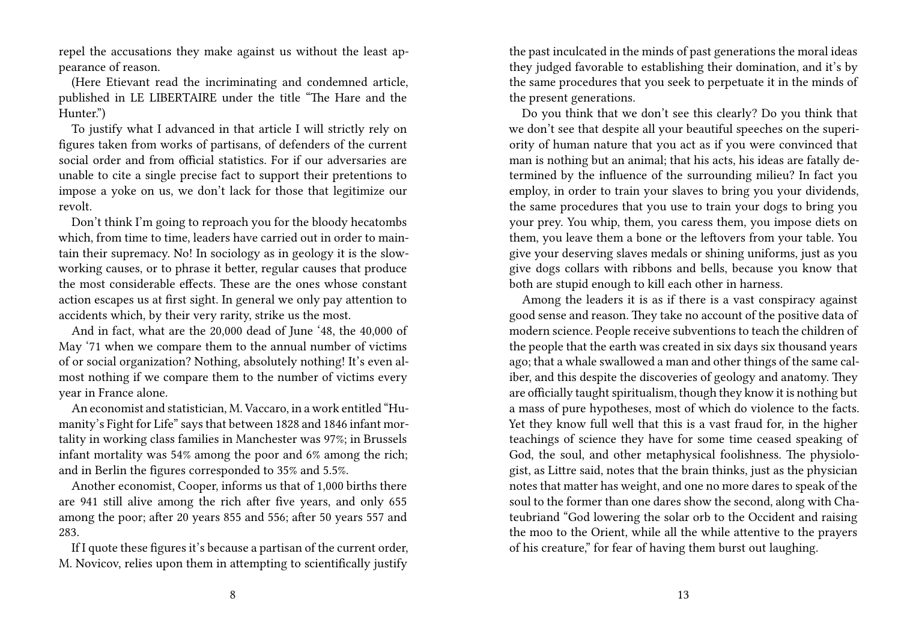repel the accusations they make against us without the least appearance of reason.

(Here Etievant read the incriminating and condemned article, published in LE LIBERTAIRE under the title "The Hare and the Hunter.")

To justify what I advanced in that article I will strictly rely on figures taken from works of partisans, of defenders of the current social order and from official statistics. For if our adversaries are unable to cite a single precise fact to support their pretentions to impose a yoke on us, we don't lack for those that legitimize our revolt.

Don't think I'm going to reproach you for the bloody hecatombs which, from time to time, leaders have carried out in order to maintain their supremacy. No! In sociology as in geology it is the slow-working causes, or to phrase it better, regular causes that produce the most considerable effects. These are the ones whose constant action escapes us at first sight. In general we only pay attention to accidents which, by their very rarity, strike us the most.

And in fact, what are the 20,000 dead of June '48, the 40,000 of May '71 when we compare them to the annual number of victims of or social organization? Nothing, absolutely nothing! It's even almost nothing if we compare them to the number of victims every year in France alone.

An economist and statistician, M. Vaccaro, in a work entitled "Humanity's Fight for Life" says that between 1828 and 1846 infant mortality in working class families in Manchester was 97%; in Brussels infant mortality was 54% among the poor and 6% among the rich; and in Berlin the figures corresponded to 35% and 5.5%.

Another economist, Cooper, informs us that of 1,000 births there are 941 still alive among the rich after five years, and only 655 among the poor; after 20 years 855 and 556; after 50 years 557 and 283.

If I quote these figures it's because a partisan of the current order, M. Novicov, relies upon them in attempting to scientifically justify

the past inculcated in the minds of past generations the moral ideas they judged favorable to establishing their domination, and it's by the same procedures that you seek to perpetuate it in the minds of the present generations.

Do you think that we don't see this clearly? Do you think that we don't see that despite all your beautiful speeches on the superiority of human nature that you act as if you were convinced that man is nothing but an animal; that his acts, his ideas are fatally determined by the influence of the surrounding milieu? In fact you employ, in order to train your slaves to bring you your dividends, the same procedures that you use to train your dogs to bring you your prey. You whip, them, you caress them, you impose diets on them, you leave them a bone or the leftovers from your table. You give your deserving slaves medals or shining uniforms, just as you give dogs collars with ribbons and bells, because you know that both are stupid enough to kill each other in harness.

Among the leaders it is as if there is a vast conspiracy against good sense and reason. They take no account of the positive data of modern science. People receive subventions to teach the children of the people that the earth was created in six days six thousand years ago; that a whale swallowed a man and other things of the same caliber, and this despite the discoveries of geology and anatomy. They are officially taught spiritualism, though they know it is nothing but a mass of pure hypotheses, most of which do violence to the facts. Yet they know full well that this is a vast fraud for, in the higher teachings of science they have for some time ceased speaking of God, the soul, and other metaphysical foolishness. The physiologist, as Littre said, notes that the brain thinks, just as the physician notes that matter has weight, and one no more dares to speak of the soul to the former than one dares show the second, along with Chateubriand "God lowering the solar orb to the Occident and raising the moo to the Orient, while all the while attentive to the prayers of his creature," for fear of having them burst out laughing.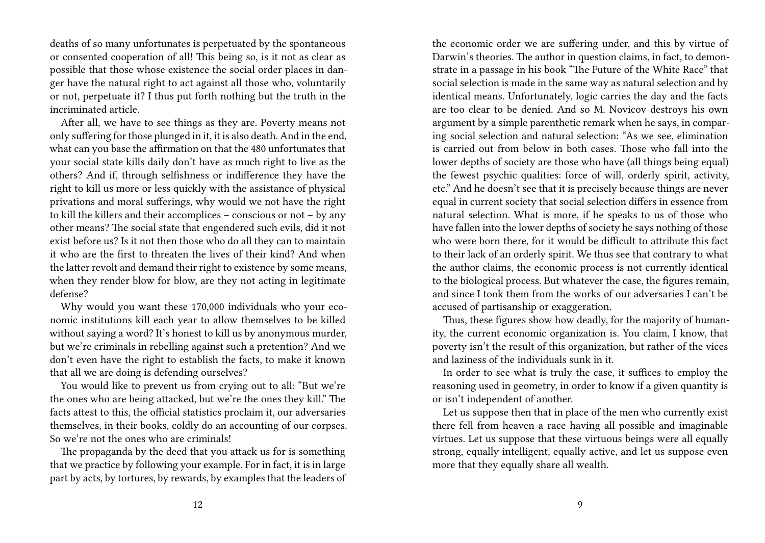deaths of so many unfortunates is perpetuated by the spontaneous or consented cooperation of all! This being so, is it not as clear as possible that those whose existence the social order places in danger have the natural right to act against all those who, voluntarily or not, perpetuate it? I thus put forth nothing but the truth in the incriminated article.

After all, we have to see things as they are. Poverty means not only suffering for those plunged in it, it is also death. And in the end, what can you base the affirmation on that the 480 unfortunates that your social state kills daily don't have as much right to live as the others? And if, through selfishness or indifference they have the right to kill us more or less quickly with the assistance of physical privations and moral sufferings, why would we not have the right to kill the killers and their accomplices – conscious or not – by any other means? The social state that engendered such evils, did it not exist before us? Is it not then those who do all they can to maintain it who are the first to threaten the lives of their kind? And when the latter revolt and demand their right to existence by some means, when they render blow for blow, are they not acting in legitimate defense?

Why would you want these 170,000 individuals who your economic institutions kill each year to allow themselves to be killed without saying a word? It's honest to kill us by anonymous murder, but we're criminals in rebelling against such a pretention? And we don't even have the right to establish the facts, to make it known that all we are doing is defending ourselves?

You would like to prevent us from crying out to all: "But we're the ones who are being attacked, but we're the ones they kill." The facts attest to this, the official statistics proclaim it, our adversaries themselves, in their books, coldly do an accounting of our corpses. So we're not the ones who are criminals!

The propaganda by the deed that you attack us for is something that we practice by following your example. For in fact, it is in large part by acts, by tortures, by rewards, by examples that the leaders of

the economic order we are suffering under, and this by virtue of Darwin's theories. The author in question claims, in fact, to demonstrate in a passage in his book "The Future of the White Race" that social selection is made in the same way as natural selection and by identical means. Unfortunately, logic carries the day and the facts are too clear to be denied. And so M. Novicov destroys his own argument by a simple parenthetic remark when he says, in comparing social selection and natural selection: "As we see, elimination is carried out from below in both cases. Those who fall into the lower depths of society are those who have (all things being equal) the fewest psychic qualities: force of will, orderly spirit, activity, etc." And he doesn't see that it is precisely because things are never equal in current society that social selection differs in essence from natural selection. What is more, if he speaks to us of those who have fallen into the lower depths of society he says nothing of those who were born there, for it would be difficult to attribute this fact to their lack of an orderly spirit. We thus see that contrary to what the author claims, the economic process is not currently identical to the biological process. But whatever the case, the figures remain, and since I took them from the works of our adversaries I can't be accused of partisanship or exaggeration.

Thus, these figures show how deadly, for the majority of humanity, the current economic organization is. You claim, I know, that poverty isn't the result of this organization, but rather of the vices and laziness of the individuals sunk in it.

In order to see what is truly the case, it suffices to employ the reasoning used in geometry, in order to know if a given quantity is or isn't independent of another.

Let us suppose then that in place of the men who currently exist there fell from heaven a race having all possible and imaginable virtues. Let us suppose that these virtuous beings were all equally strong, equally intelligent, equally active, and let us suppose even more that they equally share all wealth.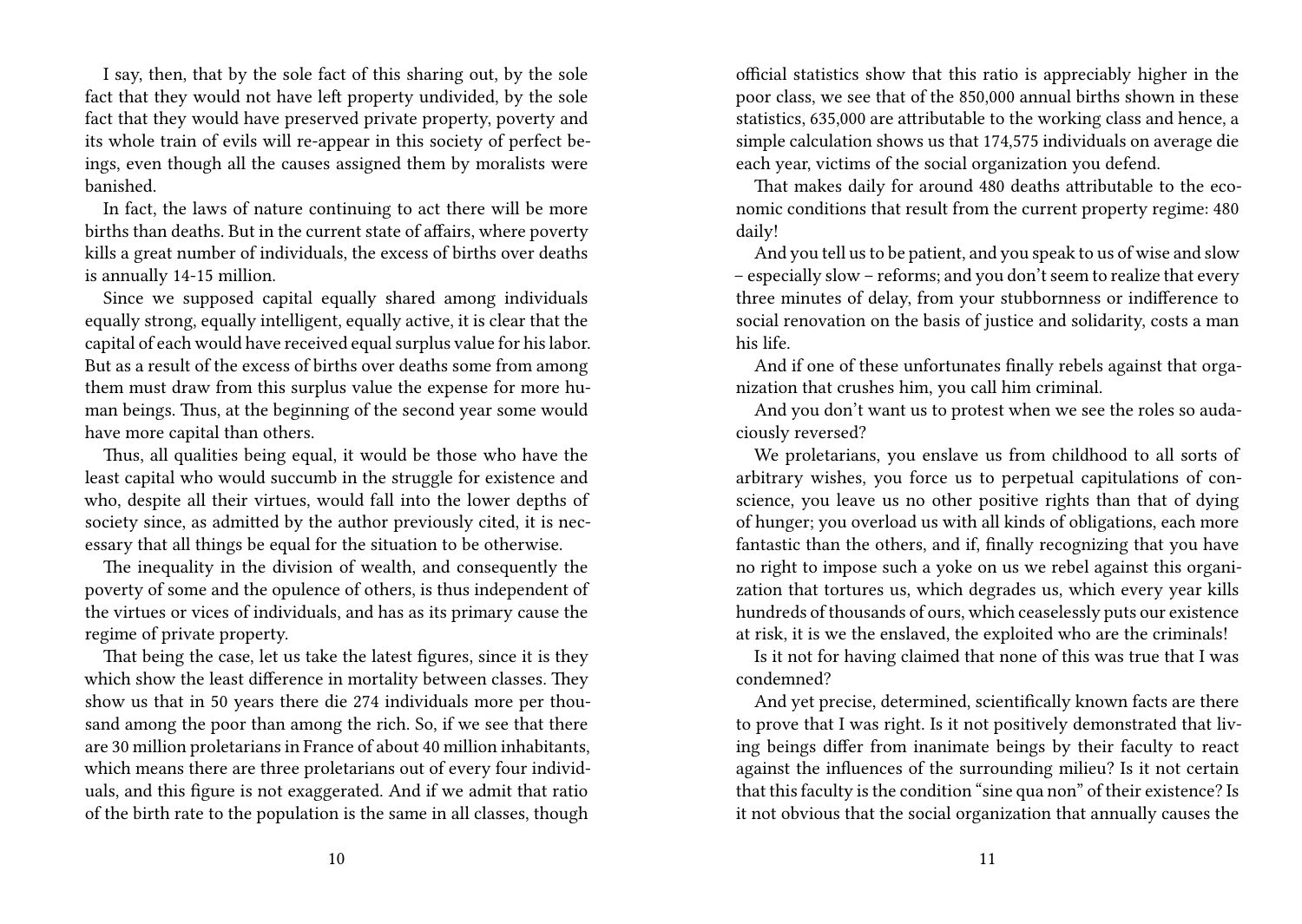I say, then, that by the sole fact of this sharing out, by the sole fact that they would not have left property undivided, by the sole fact that they would have preserved private property, poverty and its whole train of evils will re-appear in this society of perfect beings, even though all the causes assigned them by moralists were banished.

In fact, the laws of nature continuing to act there will be more births than deaths. But in the current state of affairs, where poverty kills a great number of individuals, the excess of births over deaths is annually 14-15 million.

Since we supposed capital equally shared among individuals equally strong, equally intelligent, equally active, it is clear that the capital of each would have received equal surplus value for his labor. But as a result of the excess of births over deaths some from among them must draw from this surplus value the expense for more human beings. Thus, at the beginning of the second year some would have more capital than others.

Thus, all qualities being equal, it would be those who have the least capital who would succumb in the struggle for existence and who, despite all their virtues, would fall into the lower depths of society since, as admitted by the author previously cited, it is necessary that all things be equal for the situation to be otherwise.

The inequality in the division of wealth, and consequently the poverty of some and the opulence of others, is thus independent of the virtues or vices of individuals, and has as its primary cause the regime of private property.

That being the case, let us take the latest figures, since it is they which show the least difference in mortality between classes. They show us that in 50 years there die 274 individuals more per thousand among the poor than among the rich. So, if we see that there are 30 million proletarians in France of about 40 million inhabitants, which means there are three proletarians out of every four individuals, and this figure is not exaggerated. And if we admit that ratio of the birth rate to the population is the same in all classes, though official statistics show that this ratio is appreciably higher in the poor class, we see that of the 850,000 annual births shown in these statistics, 635,000 are attributable to the working class and hence, a simple calculation shows us that 174,575 individuals on average die each year, victims of the social organization you defend.

That makes daily for around 480 deaths attributable to the economic conditions that result from the current property regime: 480 daily!

And you tell us to be patient, and you speak to us of wise and slow – especially slow – reforms; and you don't seem to realize that every three minutes of delay, from your stubbornness or indifference to social renovation on the basis of justice and solidarity, costs a man his life.

And if one of these unfortunates finally rebels against that organization that crushes him, you call him criminal.

And you don't want us to protest when we see the roles so audaciously reversed?

We proletarians, you enslave us from childhood to all sorts of arbitrary wishes, you force us to perpetual capitulations of conscience, you leave us no other positive rights than that of dying of hunger; you overload us with all kinds of obligations, each more fantastic than the others, and if, finally recognizing that you have no right to impose such a yoke on us we rebel against this organization that tortures us, which degrades us, which every year kills hundreds of thousands of ours, which ceaselessly puts our existence at risk, it is we the enslaved, the exploited who are the criminals!

Is it not for having claimed that none of this was true that I was condemned?

And yet precise, determined, scientifically known facts are there to prove that I was right. Is it not positively demonstrated that living beings differ from inanimate beings by their faculty to react against the influences of the surrounding milieu? Is it not certain that this faculty is the condition "sine qua non" of their existence? Is it not obvious that the social organization that annually causes the